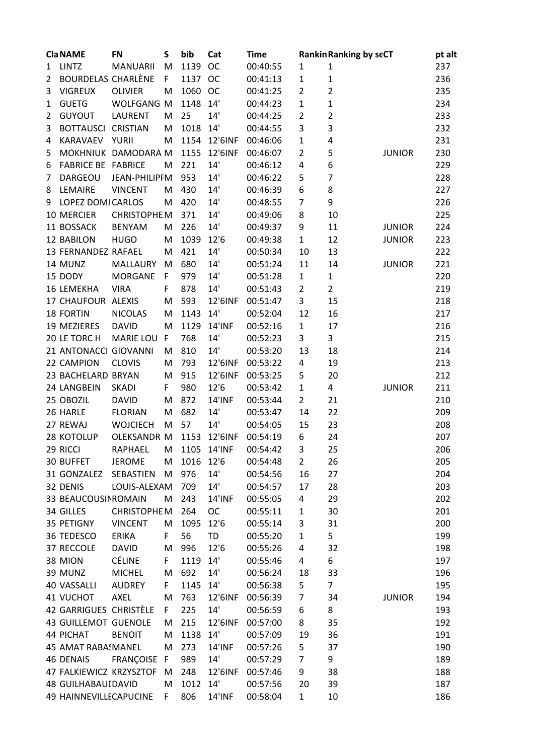| Cla | NAME | FN | S | bib | Cat | Time | Rankin | Ranking by se | CT | pt alt |
|---|---|---|---|---|---|---|---|---|---|---|
| 1 | LINTZ | MANUARII | M | 1139 | OC | 00:40:55 | 1 | 1 | | 237 |
| 2 | BOURDELAS | CHARLÈNE | F | 1137 | OC | 00:41:13 | 1 | 1 | | 236 |
| 3 | VIGREUX | OLIVIER | M | 1060 | OC | 00:41:25 | 2 | 2 | | 235 |
| 1 | GUETG | WOLFGANG | M | 1148 | 14' | 00:44:23 | 1 | 1 | | 234 |
| 2 | GUYOUT | LAURENT | M | 25 | 14' | 00:44:25 | 2 | 2 | | 233 |
| 3 | BOTTAUSCI | CRISTIAN | M | 1018 | 14' | 00:44:55 | 3 | 3 | | 232 |
| 4 | KARAVAEV | YURII | M | 1154 | 12'6INF | 00:46:06 | 1 | 4 | | 231 |
| 5 | MOKHNIUK | DAMODARA | M | 1155 | 12'6INF | 00:46:07 | 2 | 5 | JUNIOR | 230 |
| 6 | FABRICE BE | FABRICE | M | 221 | 14' | 00:46:12 | 4 | 6 | | 229 |
| 7 | DARGEOU | JEAN-PHILIPP | M | 953 | 14' | 00:46:22 | 5 | 7 | | 228 |
| 8 | LEMAIRE | VINCENT | M | 430 | 14' | 00:46:39 | 6 | 8 | | 227 |
| 9 | LOPEZ DOMI | CARLOS | M | 420 | 14' | 00:48:55 | 7 | 9 | | 226 |
| 10 | MERCIER | CHRISTOPHE | M | 371 | 14' | 00:49:06 | 8 | 10 | | 225 |
| 11 | BOSSACK | BENYAM | M | 226 | 14' | 00:49:37 | 9 | 11 | JUNIOR | 224 |
| 12 | BABILON | HUGO | M | 1039 | 12'6 | 00:49:38 | 1 | 12 | JUNIOR | 223 |
| 13 | FERNANDEZ | RAFAEL | M | 421 | 14' | 00:50:34 | 10 | 13 | | 222 |
| 14 | MUNZ | MALLAURY | M | 680 | 14' | 00:51:24 | 11 | 14 | JUNIOR | 221 |
| 15 | DODY | MORGANE | F | 979 | 14' | 00:51:28 | 1 | 1 | | 220 |
| 16 | LEMEKHA | VIRA | F | 878 | 14' | 00:51:43 | 2 | 2 | | 219 |
| 17 | CHAUFOUR | ALEXIS | M | 593 | 12'6INF | 00:51:47 | 3 | 15 | | 218 |
| 18 | FORTIN | NICOLAS | M | 1143 | 14' | 00:52:04 | 12 | 16 | | 217 |
| 19 | MEZIERES | DAVID | M | 1129 | 14'INF | 00:52:16 | 1 | 17 | | 216 |
| 20 | LE TORC H | MARIE LOU | F | 768 | 14' | 00:52:23 | 3 | 3 | | 215 |
| 21 | ANTONACCI | GIOVANNI | M | 810 | 14' | 00:53:20 | 13 | 18 | | 214 |
| 22 | CAMPION | CLOVIS | M | 793 | 12'6INF | 00:53:22 | 4 | 19 | | 213 |
| 23 | BACHELARD | BRYAN | M | 915 | 12'6INF | 00:53:25 | 5 | 20 | | 212 |
| 24 | LANGBEIN | SKADI | F | 980 | 12'6 | 00:53:42 | 1 | 4 | JUNIOR | 211 |
| 25 | OBOZIL | DAVID | M | 872 | 14'INF | 00:53:44 | 2 | 21 | | 210 |
| 26 | HARLE | FLORIAN | M | 682 | 14' | 00:53:47 | 14 | 22 | | 209 |
| 27 | REWAJ | WOJCIECH | M | 57 | 14' | 00:54:05 | 15 | 23 | | 208 |
| 28 | KOTOLUP | OLEKSANDR | M | 1153 | 12'6INF | 00:54:19 | 6 | 24 | | 207 |
| 29 | RICCI | RAPHAEL | M | 1105 | 14'INF | 00:54:42 | 3 | 25 | | 206 |
| 30 | BUFFET | JEROME | M | 1016 | 12'6 | 00:54:48 | 2 | 26 | | 205 |
| 31 | GONZALEZ | SEBASTIEN | M | 976 | 14' | 00:54:56 | 16 | 27 | | 204 |
| 32 | DENIS | LOUIS-ALEXA | M | 709 | 14' | 00:54:57 | 17 | 28 | | 203 |
| 33 | BEAUCOUSIN | ROMAIN | M | 243 | 14'INF | 00:55:05 | 4 | 29 | | 202 |
| 34 | GILLES | CHRISTOPHE | M | 264 | OC | 00:55:11 | 1 | 30 | | 201 |
| 35 | PETIGNY | VINCENT | M | 1095 | 12'6 | 00:55:14 | 3 | 31 | | 200 |
| 36 | TEDESCO | ERIKA | F | 56 | TD | 00:55:20 | 1 | 5 | | 199 |
| 37 | RECCOLE | DAVID | M | 996 | 12'6 | 00:55:26 | 4 | 32 | | 198 |
| 38 | MION | CÉLINE | F | 1119 | 14' | 00:55:46 | 4 | 6 | | 197 |
| 39 | MUNZ | MICHEL | M | 692 | 14' | 00:56:24 | 18 | 33 | | 196 |
| 40 | VASSALLI | AUDREY | F | 1145 | 14' | 00:56:38 | 5 | 7 | | 195 |
| 41 | VUCHOT | AXEL | M | 763 | 12'6INF | 00:56:39 | 7 | 34 | JUNIOR | 194 |
| 42 | GARRIGUES | CHRISTÈLE | F | 225 | 14' | 00:56:59 | 6 | 8 | | 193 |
| 43 | GUILLEMOT | GUENOLE | M | 215 | 12'6INF | 00:57:00 | 8 | 35 | | 192 |
| 44 | PICHAT | BENOIT | M | 1138 | 14' | 00:57:09 | 19 | 36 | | 191 |
| 45 | AMAT RABAS | MANEL | M | 273 | 14'INF | 00:57:26 | 5 | 37 | | 190 |
| 46 | DENAIS | FRANÇOISE | F | 989 | 14' | 00:57:29 | 7 | 9 | | 189 |
| 47 | FALKIEWICZ | KRZYSZTOF | M | 248 | 12'6INF | 00:57:46 | 9 | 38 | | 188 |
| 48 | GUILHABAUD | DAVID | M | 1012 | 14' | 00:57:56 | 20 | 39 | | 187 |
| 49 | HAINNEVILLE | CAPUCINE | F | 806 | 14'INF | 00:58:04 | 1 | 10 | | 186 |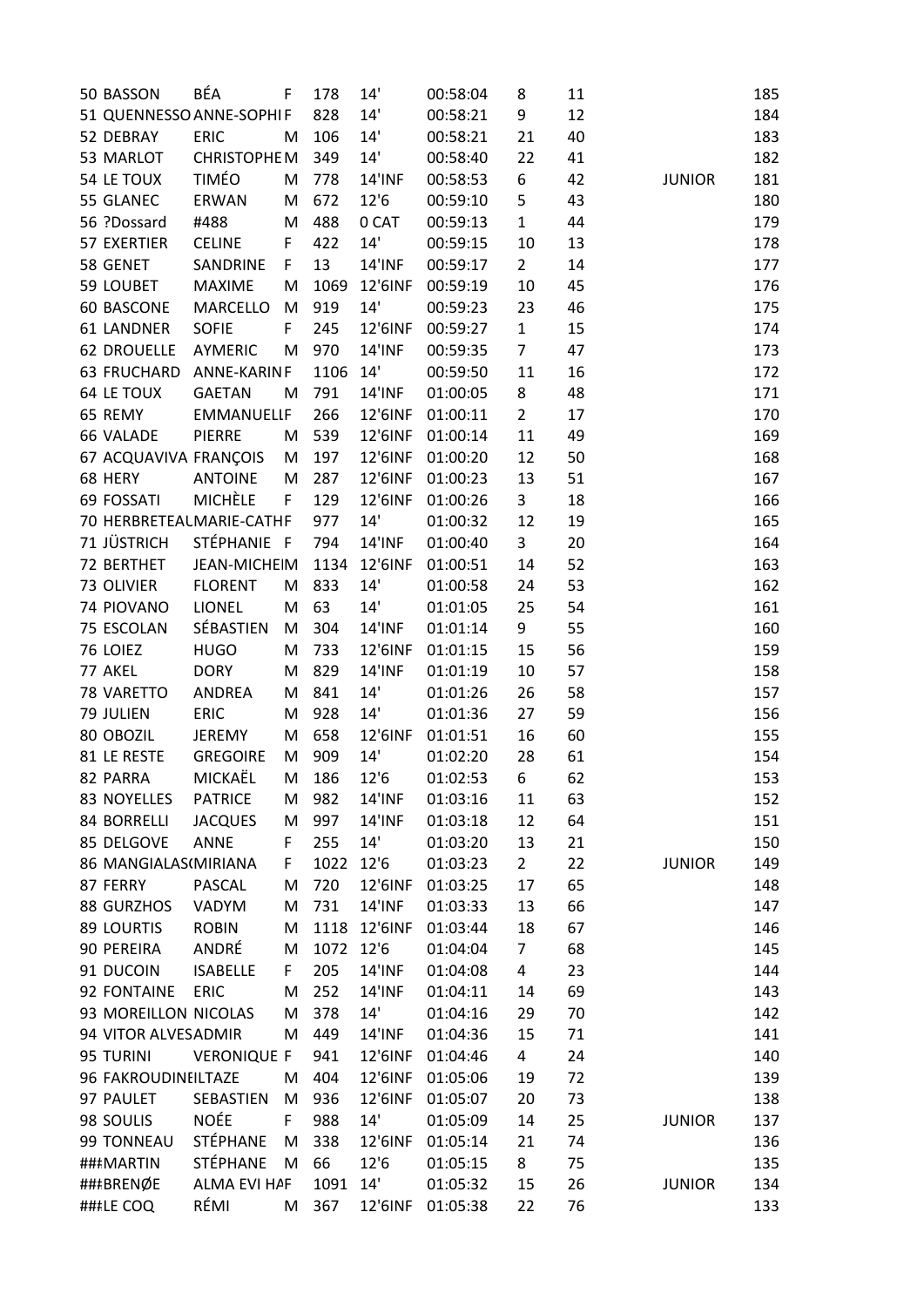| | | | | | | | | | |
|---|---|---|---|---|---|---|---|---|---|
| 50 | BASSON | BÉA | F | 178 | 14' | 00:58:04 | 8 | 11 | | 185 |
| 51 | QUENNESSO | ANNE-SOPHI | F | 828 | 14' | 00:58:21 | 9 | 12 | | 184 |
| 52 | DEBRAY | ERIC | M | 106 | 14' | 00:58:21 | 21 | 40 | | 183 |
| 53 | MARLOT | CHRISTOPHE | M | 349 | 14' | 00:58:40 | 22 | 41 | | 182 |
| 54 | LE TOUX | TIMÉO | M | 778 | 14'INF | 00:58:53 | 6 | 42 | JUNIOR | 181 |
| 55 | GLANEC | ERWAN | M | 672 | 12'6 | 00:59:10 | 5 | 43 | | 180 |
| 56 | ?Dossard | #488 | M | 488 | 0 CAT | 00:59:13 | 1 | 44 | | 179 |
| 57 | EXERTIER | CELINE | F | 422 | 14' | 00:59:15 | 10 | 13 | | 178 |
| 58 | GENET | SANDRINE | F | 13 | 14'INF | 00:59:17 | 2 | 14 | | 177 |
| 59 | LOUBET | MAXIME | M | 1069 | 12'6INF | 00:59:19 | 10 | 45 | | 176 |
| 60 | BASCONE | MARCELLO | M | 919 | 14' | 00:59:23 | 23 | 46 | | 175 |
| 61 | LANDNER | SOFIE | F | 245 | 12'6INF | 00:59:27 | 1 | 15 | | 174 |
| 62 | DROUELLE | AYMERIC | M | 970 | 14'INF | 00:59:35 | 7 | 47 | | 173 |
| 63 | FRUCHARD | ANNE-KARIN | F | 1106 | 14' | 00:59:50 | 11 | 16 | | 172 |
| 64 | LE TOUX | GAETAN | M | 791 | 14'INF | 01:00:05 | 8 | 48 | | 171 |
| 65 | REMY | EMMANUELLE | F | 266 | 12'6INF | 01:00:11 | 2 | 17 | | 170 |
| 66 | VALADE | PIERRE | M | 539 | 12'6INF | 01:00:14 | 11 | 49 | | 169 |
| 67 | ACQUAVIVA | FRANÇOIS | M | 197 | 12'6INF | 01:00:20 | 12 | 50 | | 168 |
| 68 | HERY | ANTOINE | M | 287 | 12'6INF | 01:00:23 | 13 | 51 | | 167 |
| 69 | FOSSATI | MICHÈLE | F | 129 | 12'6INF | 01:00:26 | 3 | 18 | | 166 |
| 70 | HERBRETEAU | MARIE-CATH | F | 977 | 14' | 01:00:32 | 12 | 19 | | 165 |
| 71 | JÜSTRICH | STÉPHANIE | F | 794 | 14'INF | 01:00:40 | 3 | 20 | | 164 |
| 72 | BERTHET | JEAN-MICHEL | M | 1134 | 12'6INF | 01:00:51 | 14 | 52 | | 163 |
| 73 | OLIVIER | FLORENT | M | 833 | 14' | 01:00:58 | 24 | 53 | | 162 |
| 74 | PIOVANO | LIONEL | M | 63 | 14' | 01:01:05 | 25 | 54 | | 161 |
| 75 | ESCOLAN | SÉBASTIEN | M | 304 | 14'INF | 01:01:14 | 9 | 55 | | 160 |
| 76 | LOIEZ | HUGO | M | 733 | 12'6INF | 01:01:15 | 15 | 56 | | 159 |
| 77 | AKEL | DORY | M | 829 | 14'INF | 01:01:19 | 10 | 57 | | 158 |
| 78 | VARETTO | ANDREA | M | 841 | 14' | 01:01:26 | 26 | 58 | | 157 |
| 79 | JULIEN | ERIC | M | 928 | 14' | 01:01:36 | 27 | 59 | | 156 |
| 80 | OBOZIL | JEREMY | M | 658 | 12'6INF | 01:01:51 | 16 | 60 | | 155 |
| 81 | LE RESTE | GREGOIRE | M | 909 | 14' | 01:02:20 | 28 | 61 | | 154 |
| 82 | PARRA | MICKAËL | M | 186 | 12'6 | 01:02:53 | 6 | 62 | | 153 |
| 83 | NOYELLES | PATRICE | M | 982 | 14'INF | 01:03:16 | 11 | 63 | | 152 |
| 84 | BORRELLI | JACQUES | M | 997 | 14'INF | 01:03:18 | 12 | 64 | | 151 |
| 85 | DELGOVE | ANNE | F | 255 | 14' | 01:03:20 | 13 | 21 | | 150 |
| 86 | MANGIALASC | MIRIANA | F | 1022 | 12'6 | 01:03:23 | 2 | 22 | JUNIOR | 149 |
| 87 | FERRY | PASCAL | M | 720 | 12'6INF | 01:03:25 | 17 | 65 | | 148 |
| 88 | GURZHOS | VADYM | M | 731 | 14'INF | 01:03:33 | 13 | 66 | | 147 |
| 89 | LOURTIS | ROBIN | M | 1118 | 12'6INF | 01:03:44 | 18 | 67 | | 146 |
| 90 | PEREIRA | ANDRÉ | M | 1072 | 12'6 | 01:04:04 | 7 | 68 | | 145 |
| 91 | DUCOIN | ISABELLE | F | 205 | 14'INF | 01:04:08 | 4 | 23 | | 144 |
| 92 | FONTAINE | ERIC | M | 252 | 14'INF | 01:04:11 | 14 | 69 | | 143 |
| 93 | MOREILLON | NICOLAS | M | 378 | 14' | 01:04:16 | 29 | 70 | | 142 |
| 94 | VITOR ALVES | ADMIR | M | 449 | 14'INF | 01:04:36 | 15 | 71 | | 141 |
| 95 | TURINI | VERONIQUE | F | 941 | 12'6INF | 01:04:46 | 4 | 24 | | 140 |
| 96 | FAKROUDINE | ILTAZE | M | 404 | 12'6INF | 01:05:06 | 19 | 72 | | 139 |
| 97 | PAULET | SEBASTIEN | M | 936 | 12'6INF | 01:05:07 | 20 | 73 | | 138 |
| 98 | SOULIS | NOÉE | F | 988 | 14' | 01:05:09 | 14 | 25 | JUNIOR | 137 |
| 99 | TONNEAU | STÉPHANE | M | 338 | 12'6INF | 01:05:14 | 21 | 74 | | 136 |
| ### | MARTIN | STÉPHANE | M | 66 | 12'6 | 01:05:15 | 8 | 75 | | 135 |
| ### | BRENØE | ALMA EVI HA | F | 1091 | 14' | 01:05:32 | 15 | 26 | JUNIOR | 134 |
| ### | LE COQ | RÉMI | M | 367 | 12'6INF | 01:05:38 | 22 | 76 | | 133 |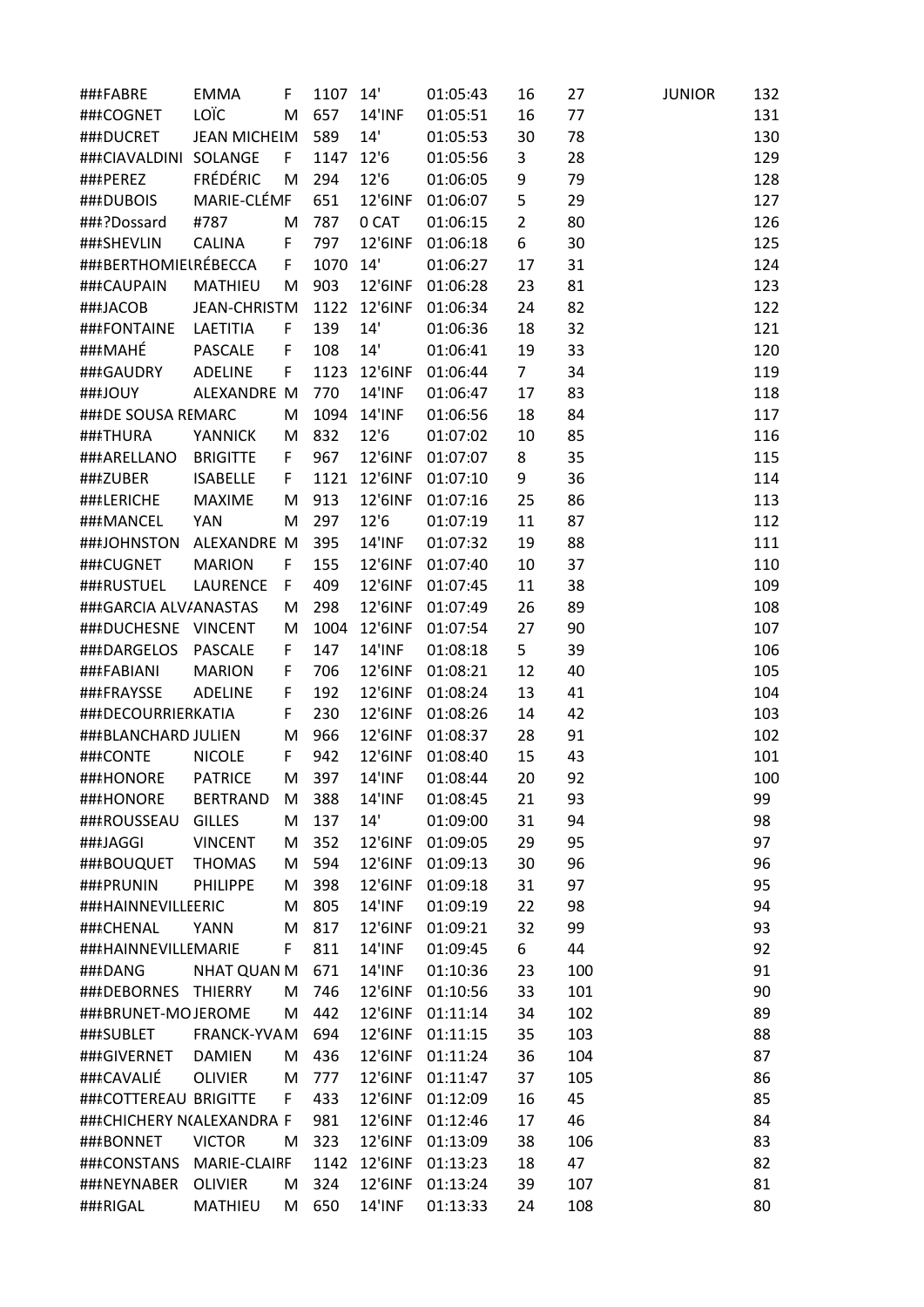| | | | | | | | | | | |
|---|---|---|---|---|---|---|---|---|---|---|
| ###FABRE | EMMA | F | 1107 | 14' | 01:05:43 | 16 | 27 | JUNIOR | 132 |
| ###COGNET | LOÏC | M | 657 | 14'INF | 01:05:51 | 16 | 77 | | 131 |
| ###DUCRET | JEAN MICHEIM | | 589 | 14' | 01:05:53 | 30 | 78 | | 130 |
| ###CIAVALDINI | SOLANGE | F | 1147 | 12'6 | 01:05:56 | 3 | 28 | | 129 |
| ###PEREZ | FRÉDÉRIC | M | 294 | 12'6 | 01:06:05 | 9 | 79 | | 128 |
| ###DUBOIS | MARIE-CLÉMF | | 651 | 12'6INF | 01:06:07 | 5 | 29 | | 127 |
| ###?Dossard | #787 | M | 787 | 0 CAT | 01:06:15 | 2 | 80 | | 126 |
| ###SHEVLIN | CALINA | F | 797 | 12'6INF | 01:06:18 | 6 | 30 | | 125 |
| ###BERTHOMIEURÉBECCA | | F | 1070 | 14' | 01:06:27 | 17 | 31 | | 124 |
| ###CAUPAIN | MATHIEU | M | 903 | 12'6INF | 01:06:28 | 23 | 81 | | 123 |
| ###JACOB | JEAN-CHRISTM | | 1122 | 12'6INF | 01:06:34 | 24 | 82 | | 122 |
| ###FONTAINE | LAETITIA | F | 139 | 14' | 01:06:36 | 18 | 32 | | 121 |
| ###MAHÉ | PASCALE | F | 108 | 14' | 01:06:41 | 19 | 33 | | 120 |
| ###GAUDRY | ADELINE | F | 1123 | 12'6INF | 01:06:44 | 7 | 34 | | 119 |
| ###JOUY | ALEXANDRE | M | 770 | 14'INF | 01:06:47 | 17 | 83 | | 118 |
| ###DE SOUSA REMARC | | M | 1094 | 14'INF | 01:06:56 | 18 | 84 | | 117 |
| ###THURA | YANNICK | M | 832 | 12'6 | 01:07:02 | 10 | 85 | | 116 |
| ###ARELLANO | BRIGITTE | F | 967 | 12'6INF | 01:07:07 | 8 | 35 | | 115 |
| ###ZUBER | ISABELLE | F | 1121 | 12'6INF | 01:07:10 | 9 | 36 | | 114 |
| ###LERICHE | MAXIME | M | 913 | 12'6INF | 01:07:16 | 25 | 86 | | 113 |
| ###MANCEL | YAN | M | 297 | 12'6 | 01:07:19 | 11 | 87 | | 112 |
| ###JOHNSTON | ALEXANDRE | M | 395 | 14'INF | 01:07:32 | 19 | 88 | | 111 |
| ###CUGNET | MARION | F | 155 | 12'6INF | 01:07:40 | 10 | 37 | | 110 |
| ###RUSTUEL | LAURENCE | F | 409 | 12'6INF | 01:07:45 | 11 | 38 | | 109 |
| ###GARCIA ALVAANASTAS | | M | 298 | 12'6INF | 01:07:49 | 26 | 89 | | 108 |
| ###DUCHESNE | VINCENT | M | 1004 | 12'6INF | 01:07:54 | 27 | 90 | | 107 |
| ###DARGELOS | PASCALE | F | 147 | 14'INF | 01:08:18 | 5 | 39 | | 106 |
| ###FABIANI | MARION | F | 706 | 12'6INF | 01:08:21 | 12 | 40 | | 105 |
| ###FRAYSSE | ADELINE | F | 192 | 12'6INF | 01:08:24 | 13 | 41 | | 104 |
| ###DECOURRIERKATIA | | F | 230 | 12'6INF | 01:08:26 | 14 | 42 | | 103 |
| ###BLANCHARD JULIEN | | M | 966 | 12'6INF | 01:08:37 | 28 | 91 | | 102 |
| ###CONTE | NICOLE | F | 942 | 12'6INF | 01:08:40 | 15 | 43 | | 101 |
| ###HONORE | PATRICE | M | 397 | 14'INF | 01:08:44 | 20 | 92 | | 100 |
| ###HONORE | BERTRAND | M | 388 | 14'INF | 01:08:45 | 21 | 93 | | 99 |
| ###ROUSSEAU | GILLES | M | 137 | 14' | 01:09:00 | 31 | 94 | | 98 |
| ###JAGGI | VINCENT | M | 352 | 12'6INF | 01:09:05 | 29 | 95 | | 97 |
| ###BOUQUET | THOMAS | M | 594 | 12'6INF | 01:09:13 | 30 | 96 | | 96 |
| ###PRUNIN | PHILIPPE | M | 398 | 12'6INF | 01:09:18 | 31 | 97 | | 95 |
| ###HAINNEVILLEERIC | | M | 805 | 14'INF | 01:09:19 | 22 | 98 | | 94 |
| ###CHENAL | YANN | M | 817 | 12'6INF | 01:09:21 | 32 | 99 | | 93 |
| ###HAINNEVILLEMARIE | | F | 811 | 14'INF | 01:09:45 | 6 | 44 | | 92 |
| ###DANG | NHAT QUAN | M | 671 | 14'INF | 01:10:36 | 23 | 100 | | 91 |
| ###DEBORNES | THIERRY | M | 746 | 12'6INF | 01:10:56 | 33 | 101 | | 90 |
| ###BRUNET-MOJEROME | | M | 442 | 12'6INF | 01:11:14 | 34 | 102 | | 89 |
| ###SUBLET | FRANCK-YVAM | | 694 | 12'6INF | 01:11:15 | 35 | 103 | | 88 |
| ###GIVERNET | DAMIEN | M | 436 | 12'6INF | 01:11:24 | 36 | 104 | | 87 |
| ###CAVALIÉ | OLIVIER | M | 777 | 12'6INF | 01:11:47 | 37 | 105 | | 86 |
| ###COTTEREAU | BRIGITTE | F | 433 | 12'6INF | 01:12:09 | 16 | 45 | | 85 |
| ###CHICHERY N(ALEXANDRA | | F | 981 | 12'6INF | 01:12:46 | 17 | 46 | | 84 |
| ###BONNET | VICTOR | M | 323 | 12'6INF | 01:13:09 | 38 | 106 | | 83 |
| ###CONSTANS | MARIE-CLAIRF | | 1142 | 12'6INF | 01:13:23 | 18 | 47 | | 82 |
| ###NEYNABER | OLIVIER | M | 324 | 12'6INF | 01:13:24 | 39 | 107 | | 81 |
| ###RIGAL | MATHIEU | M | 650 | 14'INF | 01:13:33 | 24 | 108 | | 80 |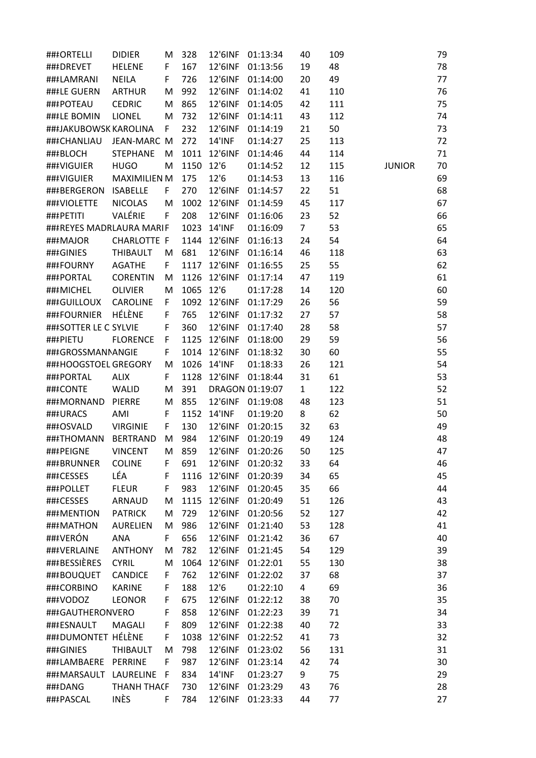| | | | | | | | | | |
|---|---|---|---|---|---|---|---|---|---|
| ###ORTELLI | DIDIER | M | 328 | 12'6INF | 01:13:34 | 40 | 109 | | 79 |
| ###DREVET | HELENE | F | 167 | 12'6INF | 01:13:56 | 19 | 48 | | 78 |
| ###LAMRANI | NEILA | F | 726 | 12'6INF | 01:14:00 | 20 | 49 | | 77 |
| ###LE GUERN | ARTHUR | M | 992 | 12'6INF | 01:14:02 | 41 | 110 | | 76 |
| ###POTEAU | CEDRIC | M | 865 | 12'6INF | 01:14:05 | 42 | 111 | | 75 |
| ###LE BOMIN | LIONEL | M | 732 | 12'6INF | 01:14:11 | 43 | 112 | | 74 |
| ###JAKUBOWSK KAROLINA | | F | 232 | 12'6INF | 01:14:19 | 21 | 50 | | 73 |
| ###CHANLIAU | JEAN-MARC | M | 272 | 14'INF | 01:14:27 | 25 | 113 | | 72 |
| ###BLOCH | STEPHANE | M | 1011 | 12'6INF | 01:14:46 | 44 | 114 | | 71 |
| ###VIGUIER | HUGO | M | 1150 | 12'6 | 01:14:52 | 12 | 115 | JUNIOR | 70 |
| ###VIGUIER | MAXIMILIEN | M | 175 | 12'6 | 01:14:53 | 13 | 116 | | 69 |
| ###BERGERON | ISABELLE | F | 270 | 12'6INF | 01:14:57 | 22 | 51 | | 68 |
| ###VIOLETTE | NICOLAS | M | 1002 | 12'6INF | 01:14:59 | 45 | 117 | | 67 |
| ###PETITI | VALÉRIE | F | 208 | 12'6INF | 01:16:06 | 23 | 52 | | 66 |
| ###REYES MADRLAURA MARIF | | | 1023 | 14'INF | 01:16:09 | 7 | 53 | | 65 |
| ###MAJOR | CHARLOTTE | F | 1144 | 12'6INF | 01:16:13 | 24 | 54 | | 64 |
| ###GINIES | THIBAULT | M | 681 | 12'6INF | 01:16:14 | 46 | 118 | | 63 |
| ###FOURNY | AGATHE | F | 1117 | 12'6INF | 01:16:55 | 25 | 55 | | 62 |
| ###PORTAL | CORENTIN | M | 1126 | 12'6INF | 01:17:14 | 47 | 119 | | 61 |
| ###MICHEL | OLIVIER | M | 1065 | 12'6 | 01:17:28 | 14 | 120 | | 60 |
| ###GUILLOUX | CAROLINE | F | 1092 | 12'6INF | 01:17:29 | 26 | 56 | | 59 |
| ###FOURNIER | HÉLÈNE | F | 765 | 12'6INF | 01:17:32 | 27 | 57 | | 58 |
| ###SOTTER LE C SYLVIE | | F | 360 | 12'6INF | 01:17:40 | 28 | 58 | | 57 |
| ###PIETU | FLORENCE | F | 1125 | 12'6INF | 01:18:00 | 29 | 59 | | 56 |
| ###GROSSMANNANGIE | | F | 1014 | 12'6INF | 01:18:32 | 30 | 60 | | 55 |
| ###HOOGSTOEL GREGORY | | M | 1026 | 14'INF | 01:18:33 | 26 | 121 | | 54 |
| ###PORTAL | ALIX | F | 1128 | 12'6INF | 01:18:44 | 31 | 61 | | 53 |
| ###CONTE | WALID | M | 391 | DRAGON | 01:19:07 | 1 | 122 | | 52 |
| ###MORNAND | PIERRE | M | 855 | 12'6INF | 01:19:08 | 48 | 123 | | 51 |
| ###URACS | AMI | F | 1152 | 14'INF | 01:19:20 | 8 | 62 | | 50 |
| ###OSVALD | VIRGINIE | F | 130 | 12'6INF | 01:20:15 | 32 | 63 | | 49 |
| ###THOMANN | BERTRAND | M | 984 | 12'6INF | 01:20:19 | 49 | 124 | | 48 |
| ###PEIGNE | VINCENT | M | 859 | 12'6INF | 01:20:26 | 50 | 125 | | 47 |
| ###BRUNNER | COLINE | F | 691 | 12'6INF | 01:20:32 | 33 | 64 | | 46 |
| ###CESSES | LÉA | F | 1116 | 12'6INF | 01:20:39 | 34 | 65 | | 45 |
| ###POLLET | FLEUR | F | 983 | 12'6INF | 01:20:45 | 35 | 66 | | 44 |
| ###CESSES | ARNAUD | M | 1115 | 12'6INF | 01:20:49 | 51 | 126 | | 43 |
| ###MENTION | PATRICK | M | 729 | 12'6INF | 01:20:56 | 52 | 127 | | 42 |
| ###MATHON | AURELIEN | M | 986 | 12'6INF | 01:21:40 | 53 | 128 | | 41 |
| ###VERÓN | ANA | F | 656 | 12'6INF | 01:21:42 | 36 | 67 | | 40 |
| ###VERLAINE | ANTHONY | M | 782 | 12'6INF | 01:21:45 | 54 | 129 | | 39 |
| ###BESSIÈRES | CYRIL | M | 1064 | 12'6INF | 01:22:01 | 55 | 130 | | 38 |
| ###BOUQUET | CANDICE | F | 762 | 12'6INF | 01:22:02 | 37 | 68 | | 37 |
| ###CORBINO | KARINE | F | 188 | 12'6 | 01:22:10 | 4 | 69 | | 36 |
| ###VODOZ | LEONOR | F | 675 | 12'6INF | 01:22:12 | 38 | 70 | | 35 |
| ###GAUTHERONVERO | | F | 858 | 12'6INF | 01:22:23 | 39 | 71 | | 34 |
| ###ESNAULT | MAGALI | F | 809 | 12'6INF | 01:22:38 | 40 | 72 | | 33 |
| ###DUMONTET | HÉLÈNE | F | 1038 | 12'6INF | 01:22:52 | 41 | 73 | | 32 |
| ###GINIES | THIBAULT | M | 798 | 12'6INF | 01:23:02 | 56 | 131 | | 31 |
| ###LAMBAERE | PERRINE | F | 987 | 12'6INF | 01:23:14 | 42 | 74 | | 30 |
| ###MARSAULT | LAURELINE | F | 834 | 14'INF | 01:23:27 | 9 | 75 | | 29 |
| ###DANG | THANH THACF | | 730 | 12'6INF | 01:23:29 | 43 | 76 | | 28 |
| ###PASCAL | INÈS | F | 784 | 12'6INF | 01:23:33 | 44 | 77 | | 27 |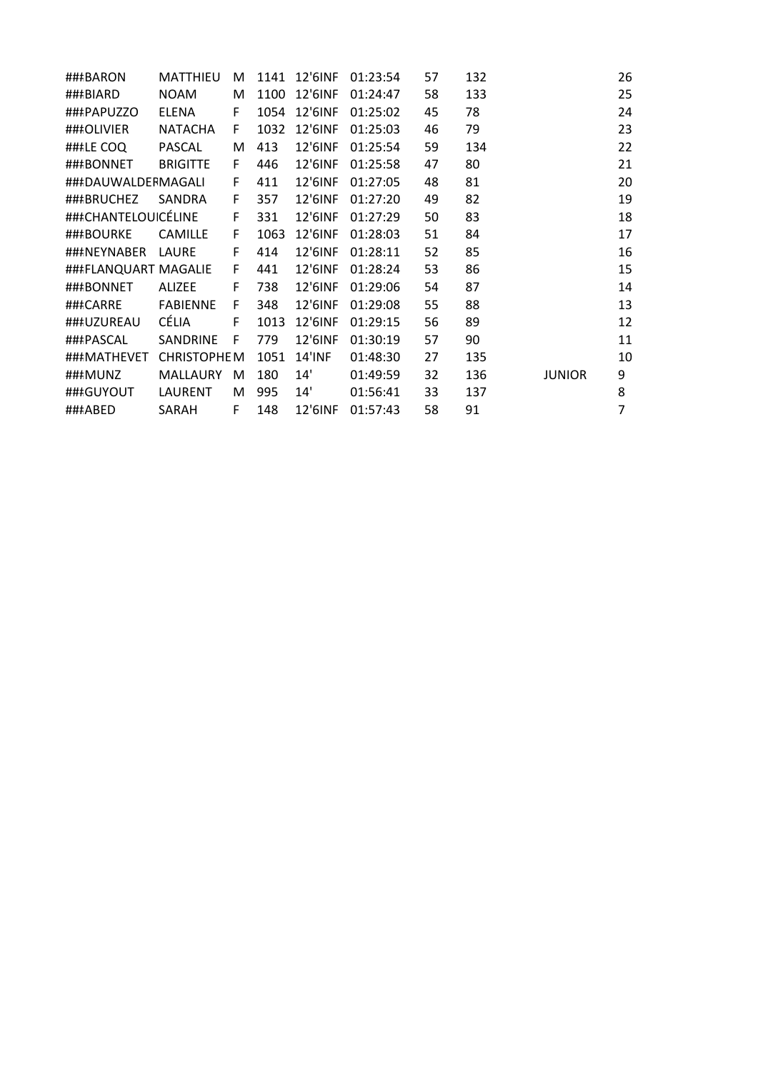| | | | | | | | | | |
|---|---|---|---|---|---|---|---|---|---|
| ###BARON | MATTHIEU | M | 1141 | 12'6INF | 01:23:54 | 57 | 132 | | 26 |
| ###BIARD | NOAM | M | 1100 | 12'6INF | 01:24:47 | 58 | 133 | | 25 |
| ###PAPUZZO | ELENA | F | 1054 | 12'6INF | 01:25:02 | 45 | 78 | | 24 |
| ###OLIVIER | NATACHA | F | 1032 | 12'6INF | 01:25:03 | 46 | 79 | | 23 |
| ###LE COQ | PASCAL | M | 413 | 12'6INF | 01:25:54 | 59 | 134 | | 22 |
| ###BONNET | BRIGITTE | F | 446 | 12'6INF | 01:25:58 | 47 | 80 | | 21 |
| ###DAUWALDER | MAGALI | F | 411 | 12'6INF | 01:27:05 | 48 | 81 | | 20 |
| ###BRUCHEZ | SANDRA | F | 357 | 12'6INF | 01:27:20 | 49 | 82 | | 19 |
| ###CHANTELOUI | CÉLINE | F | 331 | 12'6INF | 01:27:29 | 50 | 83 | | 18 |
| ###BOURKE | CAMILLE | F | 1063 | 12'6INF | 01:28:03 | 51 | 84 | | 17 |
| ###NEYNABER | LAURE | F | 414 | 12'6INF | 01:28:11 | 52 | 85 | | 16 |
| ###FLANQUART | MAGALIE | F | 441 | 12'6INF | 01:28:24 | 53 | 86 | | 15 |
| ###BONNET | ALIZEE | F | 738 | 12'6INF | 01:29:06 | 54 | 87 | | 14 |
| ###CARRE | FABIENNE | F | 348 | 12'6INF | 01:29:08 | 55 | 88 | | 13 |
| ###UZUREAU | CÉLIA | F | 1013 | 12'6INF | 01:29:15 | 56 | 89 | | 12 |
| ###PASCAL | SANDRINE | F | 779 | 12'6INF | 01:30:19 | 57 | 90 | | 11 |
| ###MATHEVET | CHRISTOPHE | M | 1051 | 14'INF | 01:48:30 | 27 | 135 | | 10 |
| ###MUNZ | MALLAURY | M | 180 | 14' | 01:49:59 | 32 | 136 | JUNIOR | 9 |
| ###GUYOUT | LAURENT | M | 995 | 14' | 01:56:41 | 33 | 137 | | 8 |
| ###ABED | SARAH | F | 148 | 12'6INF | 01:57:43 | 58 | 91 | | 7 |